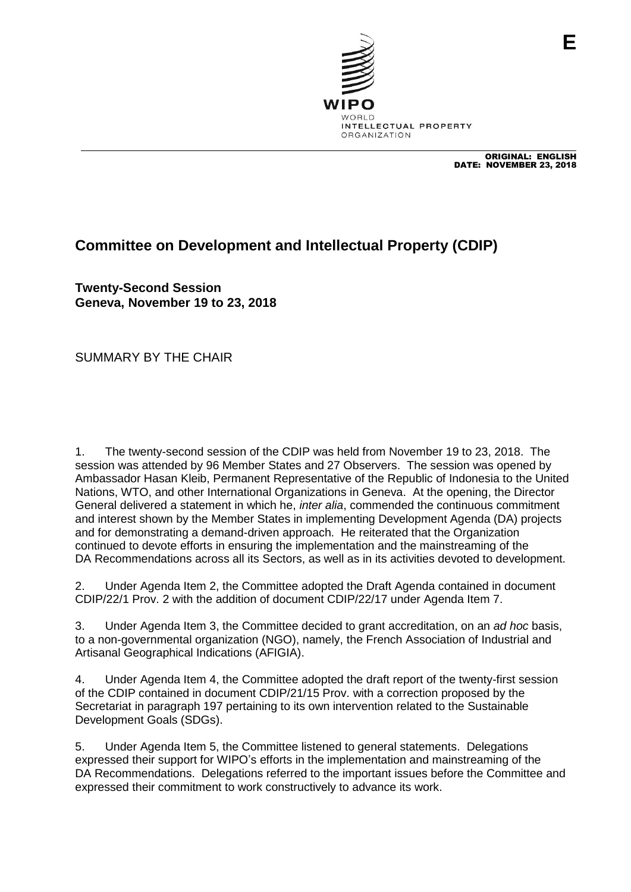E

WIPO
WORLD
INTELLECTUAL PROPERTY
ORGANIZATION

ORIGINAL: ENGLISH
DATE: NOVEMBER 23, 2018

# Committee on Development and Intellectual Property (CDIP)

**Twenty-Second Session**
**Geneva, November 19 to 23, 2018**

SUMMARY BY THE CHAIR

1. The twenty-second session of the CDIP was held from November 19 to 23, 2018. The session was attended by 96 Member States and 27 Observers. The session was opened by Ambassador Hasan Kleib, Permanent Representative of the Republic of Indonesia to the United Nations, WTO, and other International Organizations in Geneva. At the opening, the Director General delivered a statement in which he, *inter alia*, commended the continuous commitment and interest shown by the Member States in implementing Development Agenda (DA) projects and for demonstrating a demand-driven approach. He reiterated that the Organization continued to devote efforts in ensuring the implementation and the mainstreaming of the DA Recommendations across all its Sectors, as well as in its activities devoted to development.

2. Under Agenda Item 2, the Committee adopted the Draft Agenda contained in document CDIP/22/1 Prov. 2 with the addition of document CDIP/22/17 under Agenda Item 7.

3. Under Agenda Item 3, the Committee decided to grant accreditation, on an *ad hoc* basis, to a non-governmental organization (NGO), namely, the French Association of Industrial and Artisanal Geographical Indications (AFIGIA).

4. Under Agenda Item 4, the Committee adopted the draft report of the twenty-first session of the CDIP contained in document CDIP/21/15 Prov. with a correction proposed by the Secretariat in paragraph 197 pertaining to its own intervention related to the Sustainable Development Goals (SDGs).

5. Under Agenda Item 5, the Committee listened to general statements. Delegations expressed their support for WIPO's efforts in the implementation and mainstreaming of the DA Recommendations. Delegations referred to the important issues before the Committee and expressed their commitment to work constructively to advance its work.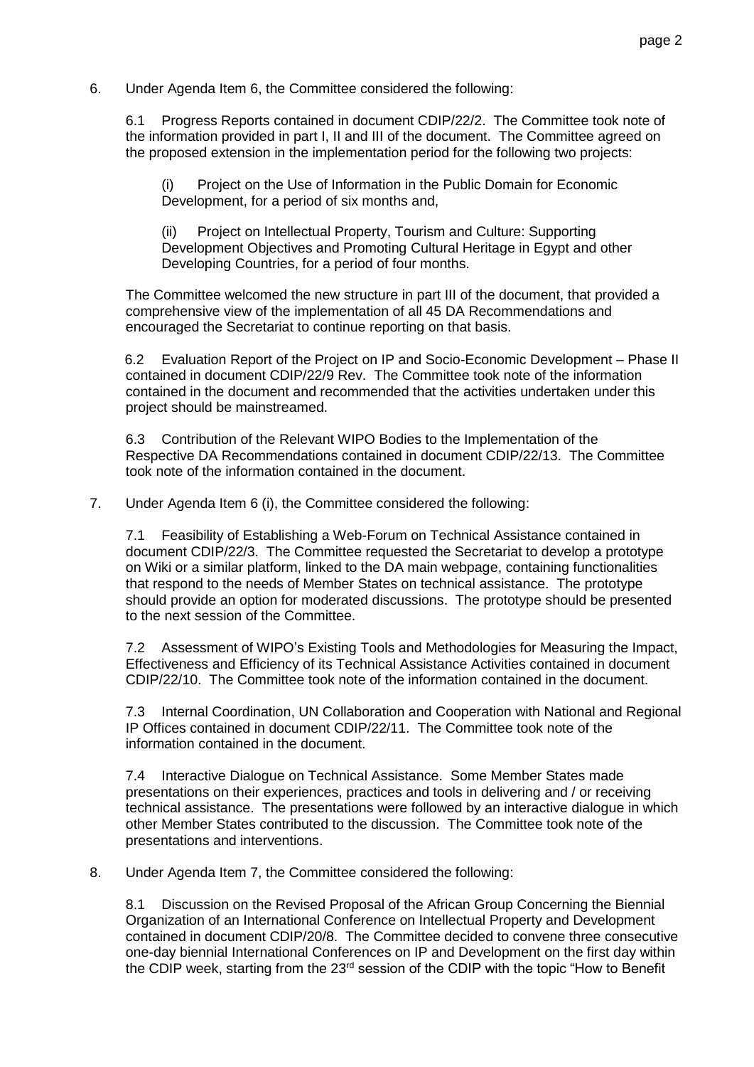6. Under Agenda Item 6, the Committee considered the following:

   6.1 Progress Reports contained in document CDIP/22/2. The Committee took note of the information provided in part I, II and III of the document. The Committee agreed on the proposed extension in the implementation period for the following two projects:

   (i) Project on the Use of Information in the Public Domain for Economic Development, for a period of six months and,

   (ii) Project on Intellectual Property, Tourism and Culture: Supporting Development Objectives and Promoting Cultural Heritage in Egypt and other Developing Countries, for a period of four months.

   The Committee welcomed the new structure in part III of the document, that provided a comprehensive view of the implementation of all 45 DA Recommendations and encouraged the Secretariat to continue reporting on that basis.

   6.2 Evaluation Report of the Project on IP and Socio-Economic Development – Phase II contained in document CDIP/22/9 Rev. The Committee took note of the information contained in the document and recommended that the activities undertaken under this project should be mainstreamed.

   6.3 Contribution of the Relevant WIPO Bodies to the Implementation of the Respective DA Recommendations contained in document CDIP/22/13. The Committee took note of the information contained in the document.

7. Under Agenda Item 6 (i), the Committee considered the following:

   7.1 Feasibility of Establishing a Web-Forum on Technical Assistance contained in document CDIP/22/3. The Committee requested the Secretariat to develop a prototype on Wiki or a similar platform, linked to the DA main webpage, containing functionalities that respond to the needs of Member States on technical assistance. The prototype should provide an option for moderated discussions. The prototype should be presented to the next session of the Committee.

   7.2 Assessment of WIPO's Existing Tools and Methodologies for Measuring the Impact, Effectiveness and Efficiency of its Technical Assistance Activities contained in document CDIP/22/10. The Committee took note of the information contained in the document.

   7.3 Internal Coordination, UN Collaboration and Cooperation with National and Regional IP Offices contained in document CDIP/22/11. The Committee took note of the information contained in the document.

   7.4 Interactive Dialogue on Technical Assistance. Some Member States made presentations on their experiences, practices and tools in delivering and / or receiving technical assistance. The presentations were followed by an interactive dialogue in which other Member States contributed to the discussion. The Committee took note of the presentations and interventions.

8. Under Agenda Item 7, the Committee considered the following:

   8.1 Discussion on the Revised Proposal of the African Group Concerning the Biennial Organization of an International Conference on Intellectual Property and Development contained in document CDIP/20/8. The Committee decided to convene three consecutive one-day biennial International Conferences on IP and Development on the first day within the CDIP week, starting from the 23rd session of the CDIP with the topic "How to Benefit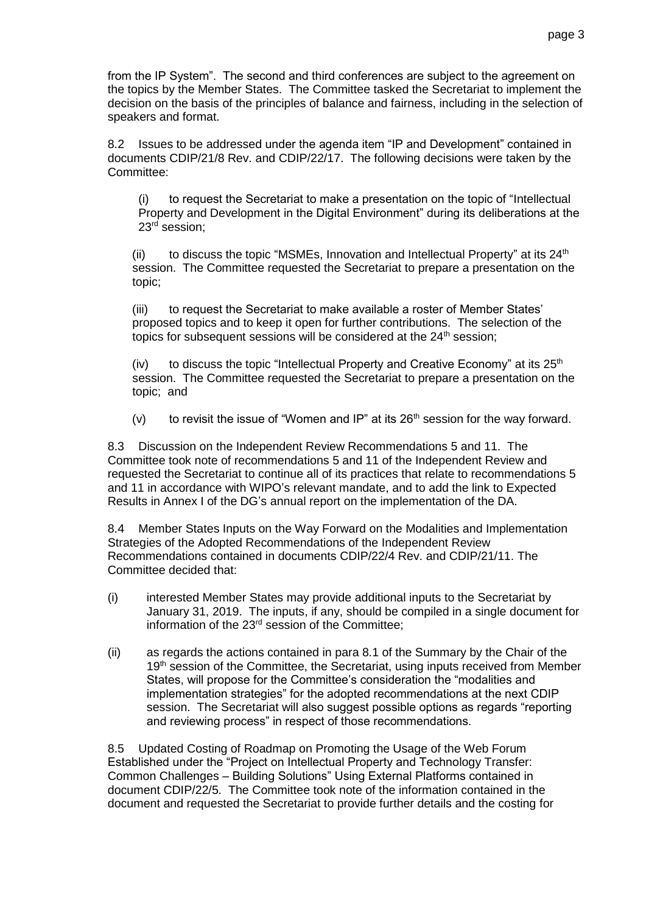from the IP System". The second and third conferences are subject to the agreement on the topics by the Member States. The Committee tasked the Secretariat to implement the decision on the basis of the principles of balance and fairness, including in the selection of speakers and format.

8.2 Issues to be addressed under the agenda item "IP and Development" contained in documents CDIP/21/8 Rev. and CDIP/22/17. The following decisions were taken by the Committee:

(i) to request the Secretariat to make a presentation on the topic of "Intellectual Property and Development in the Digital Environment" during its deliberations at the 23rd session;

(ii) to discuss the topic "MSMEs, Innovation and Intellectual Property" at its 24th session. The Committee requested the Secretariat to prepare a presentation on the topic;

(iii) to request the Secretariat to make available a roster of Member States' proposed topics and to keep it open for further contributions. The selection of the topics for subsequent sessions will be considered at the 24th session;

(iv) to discuss the topic "Intellectual Property and Creative Economy" at its 25th session. The Committee requested the Secretariat to prepare a presentation on the topic; and

(v) to revisit the issue of "Women and IP" at its 26th session for the way forward.

8.3 Discussion on the Independent Review Recommendations 5 and 11. The Committee took note of recommendations 5 and 11 of the Independent Review and requested the Secretariat to continue all of its practices that relate to recommendations 5 and 11 in accordance with WIPO's relevant mandate, and to add the link to Expected Results in Annex I of the DG's annual report on the implementation of the DA.

8.4 Member States Inputs on the Way Forward on the Modalities and Implementation Strategies of the Adopted Recommendations of the Independent Review Recommendations contained in documents CDIP/22/4 Rev. and CDIP/21/11. The Committee decided that:

(i) interested Member States may provide additional inputs to the Secretariat by January 31, 2019. The inputs, if any, should be compiled in a single document for information of the 23rd session of the Committee;

(ii) as regards the actions contained in para 8.1 of the Summary by the Chair of the 19th session of the Committee, the Secretariat, using inputs received from Member States, will propose for the Committee's consideration the "modalities and implementation strategies" for the adopted recommendations at the next CDIP session. The Secretariat will also suggest possible options as regards "reporting and reviewing process" in respect of those recommendations.

8.5 Updated Costing of Roadmap on Promoting the Usage of the Web Forum Established under the "Project on Intellectual Property and Technology Transfer: Common Challenges – Building Solutions" Using External Platforms contained in document CDIP/22/5. The Committee took note of the information contained in the document and requested the Secretariat to provide further details and the costing for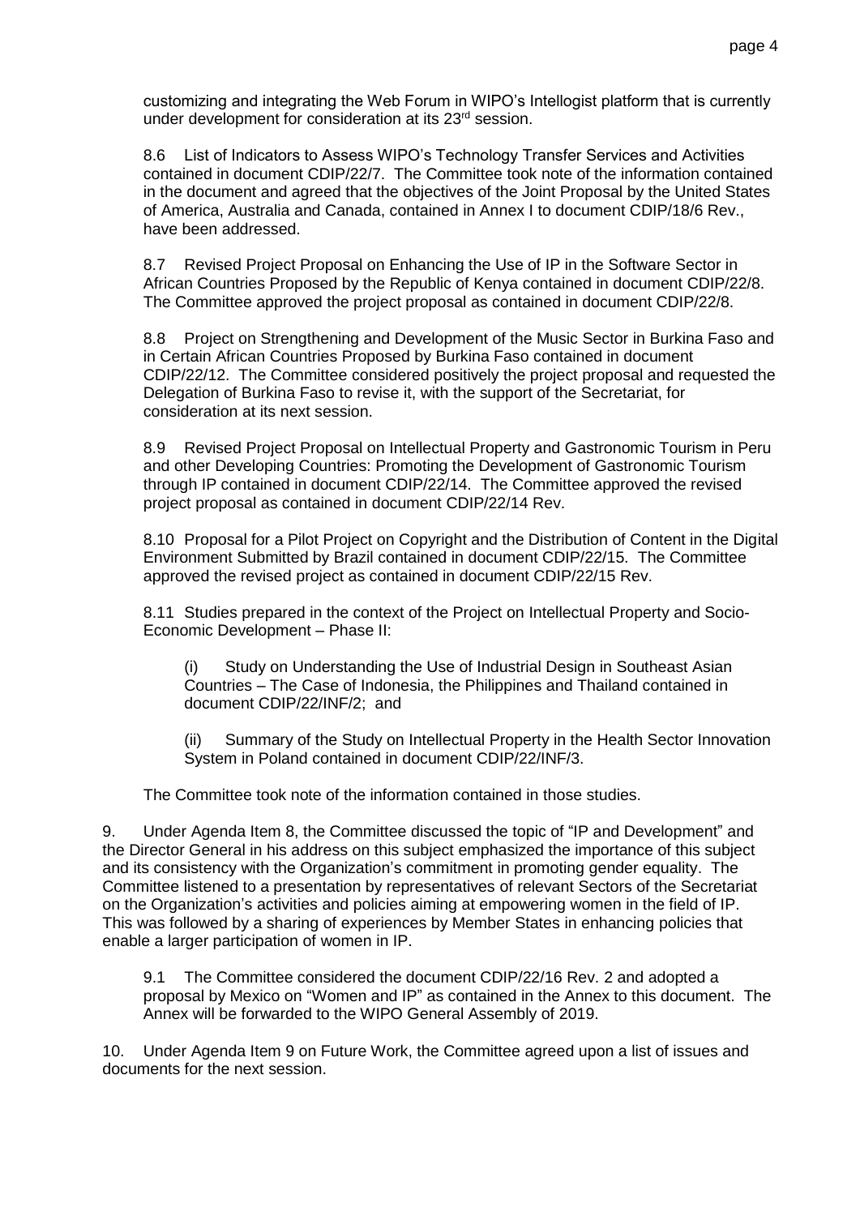customizing and integrating the Web Forum in WIPO's Intellogist platform that is currently under development for consideration at its 23rd session.

8.6 List of Indicators to Assess WIPO's Technology Transfer Services and Activities contained in document CDIP/22/7. The Committee took note of the information contained in the document and agreed that the objectives of the Joint Proposal by the United States of America, Australia and Canada, contained in Annex I to document CDIP/18/6 Rev., have been addressed.

8.7 Revised Project Proposal on Enhancing the Use of IP in the Software Sector in African Countries Proposed by the Republic of Kenya contained in document CDIP/22/8. The Committee approved the project proposal as contained in document CDIP/22/8.

8.8 Project on Strengthening and Development of the Music Sector in Burkina Faso and in Certain African Countries Proposed by Burkina Faso contained in document CDIP/22/12. The Committee considered positively the project proposal and requested the Delegation of Burkina Faso to revise it, with the support of the Secretariat, for consideration at its next session.

8.9 Revised Project Proposal on Intellectual Property and Gastronomic Tourism in Peru and other Developing Countries: Promoting the Development of Gastronomic Tourism through IP contained in document CDIP/22/14. The Committee approved the revised project proposal as contained in document CDIP/22/14 Rev.

8.10 Proposal for a Pilot Project on Copyright and the Distribution of Content in the Digital Environment Submitted by Brazil contained in document CDIP/22/15. The Committee approved the revised project as contained in document CDIP/22/15 Rev.

8.11 Studies prepared in the context of the Project on Intellectual Property and Socio-Economic Development – Phase II:

(i) Study on Understanding the Use of Industrial Design in Southeast Asian Countries – The Case of Indonesia, the Philippines and Thailand contained in document CDIP/22/INF/2; and

(ii) Summary of the Study on Intellectual Property in the Health Sector Innovation System in Poland contained in document CDIP/22/INF/3.

The Committee took note of the information contained in those studies.

9. Under Agenda Item 8, the Committee discussed the topic of "IP and Development" and the Director General in his address on this subject emphasized the importance of this subject and its consistency with the Organization's commitment in promoting gender equality. The Committee listened to a presentation by representatives of relevant Sectors of the Secretariat on the Organization's activities and policies aiming at empowering women in the field of IP. This was followed by a sharing of experiences by Member States in enhancing policies that enable a larger participation of women in IP.

9.1 The Committee considered the document CDIP/22/16 Rev. 2 and adopted a proposal by Mexico on "Women and IP" as contained in the Annex to this document. The Annex will be forwarded to the WIPO General Assembly of 2019.

10. Under Agenda Item 9 on Future Work, the Committee agreed upon a list of issues and documents for the next session.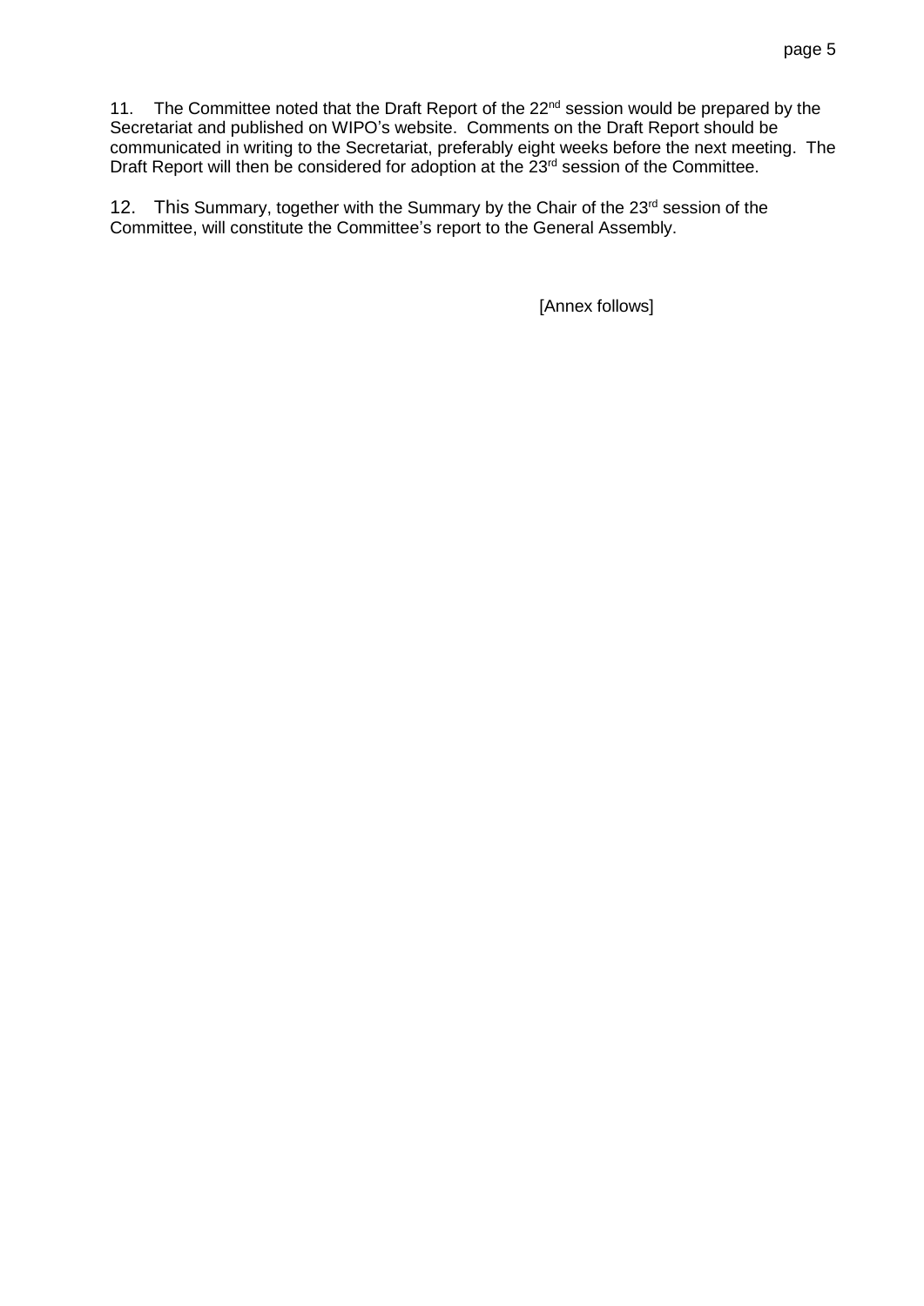11. The Committee noted that the Draft Report of the 22[nd] session would be prepared by the Secretariat and published on WIPO's website. Comments on the Draft Report should be communicated in writing to the Secretariat, preferably eight weeks before the next meeting. The Draft Report will then be considered for adoption at the 23[rd] session of the Committee.

12. This Summary, together with the Summary by the Chair of the 23[rd] session of the Committee, will constitute the Committee's report to the General Assembly.

[Annex follows]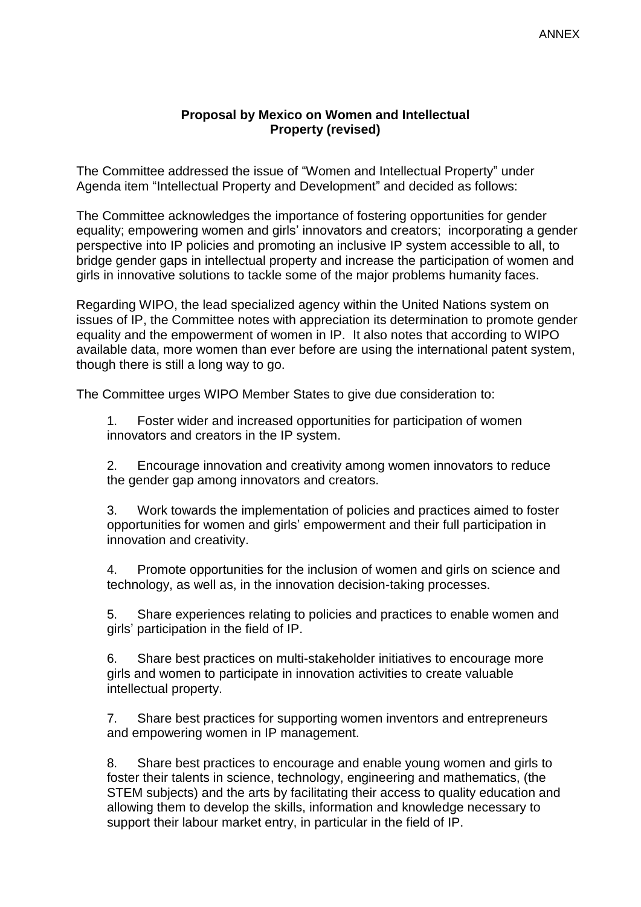ANNEX

**Proposal by Mexico on Women and Intellectual Property (revised)**

The Committee addressed the issue of "Women and Intellectual Property" under Agenda item "Intellectual Property and Development" and decided as follows:

The Committee acknowledges the importance of fostering opportunities for gender equality; empowering women and girls' innovators and creators; incorporating a gender perspective into IP policies and promoting an inclusive IP system accessible to all, to bridge gender gaps in intellectual property and increase the participation of women and girls in innovative solutions to tackle some of the major problems humanity faces.

Regarding WIPO, the lead specialized agency within the United Nations system on issues of IP, the Committee notes with appreciation its determination to promote gender equality and the empowerment of women in IP. It also notes that according to WIPO available data, more women than ever before are using the international patent system, though there is still a long way to go.

The Committee urges WIPO Member States to give due consideration to:

1. Foster wider and increased opportunities for participation of women innovators and creators in the IP system.

2. Encourage innovation and creativity among women innovators to reduce the gender gap among innovators and creators.

3. Work towards the implementation of policies and practices aimed to foster opportunities for women and girls' empowerment and their full participation in innovation and creativity.

4. Promote opportunities for the inclusion of women and girls on science and technology, as well as, in the innovation decision-taking processes.

5. Share experiences relating to policies and practices to enable women and girls' participation in the field of IP.

6. Share best practices on multi-stakeholder initiatives to encourage more girls and women to participate in innovation activities to create valuable intellectual property.

7. Share best practices for supporting women inventors and entrepreneurs and empowering women in IP management.

8. Share best practices to encourage and enable young women and girls to foster their talents in science, technology, engineering and mathematics, (the STEM subjects) and the arts by facilitating their access to quality education and allowing them to develop the skills, information and knowledge necessary to support their labour market entry, in particular in the field of IP.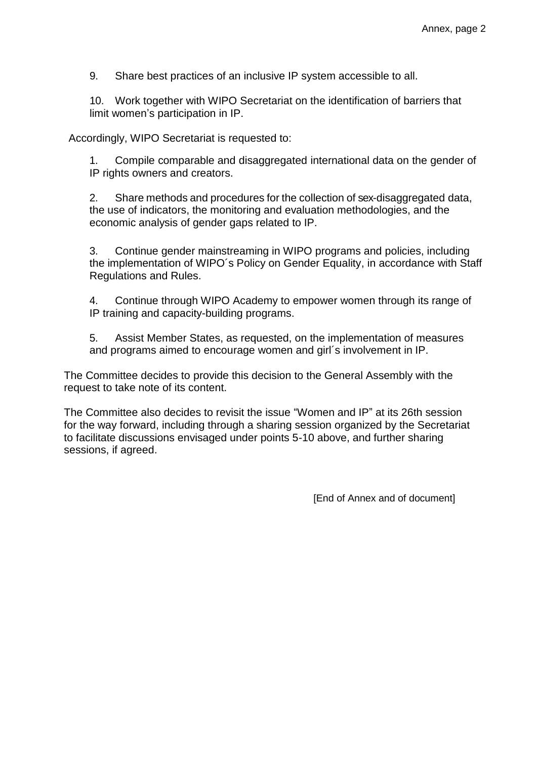9. Share best practices of an inclusive IP system accessible to all.

10. Work together with WIPO Secretariat on the identification of barriers that limit women's participation in IP.

Accordingly, WIPO Secretariat is requested to:

1. Compile comparable and disaggregated international data on the gender of IP rights owners and creators.

2. Share methods and procedures for the collection of sex-disaggregated data, the use of indicators, the monitoring and evaluation methodologies, and the economic analysis of gender gaps related to IP.

3. Continue gender mainstreaming in WIPO programs and policies, including the implementation of WIPO´s Policy on Gender Equality, in accordance with Staff Regulations and Rules.

4. Continue through WIPO Academy to empower women through its range of IP training and capacity-building programs.

5. Assist Member States, as requested, on the implementation of measures and programs aimed to encourage women and girl´s involvement in IP.

The Committee decides to provide this decision to the General Assembly with the request to take note of its content.

The Committee also decides to revisit the issue "Women and IP" at its 26th session for the way forward, including through a sharing session organized by the Secretariat to facilitate discussions envisaged under points 5-10 above, and further sharing sessions, if agreed.

[End of Annex and of document]